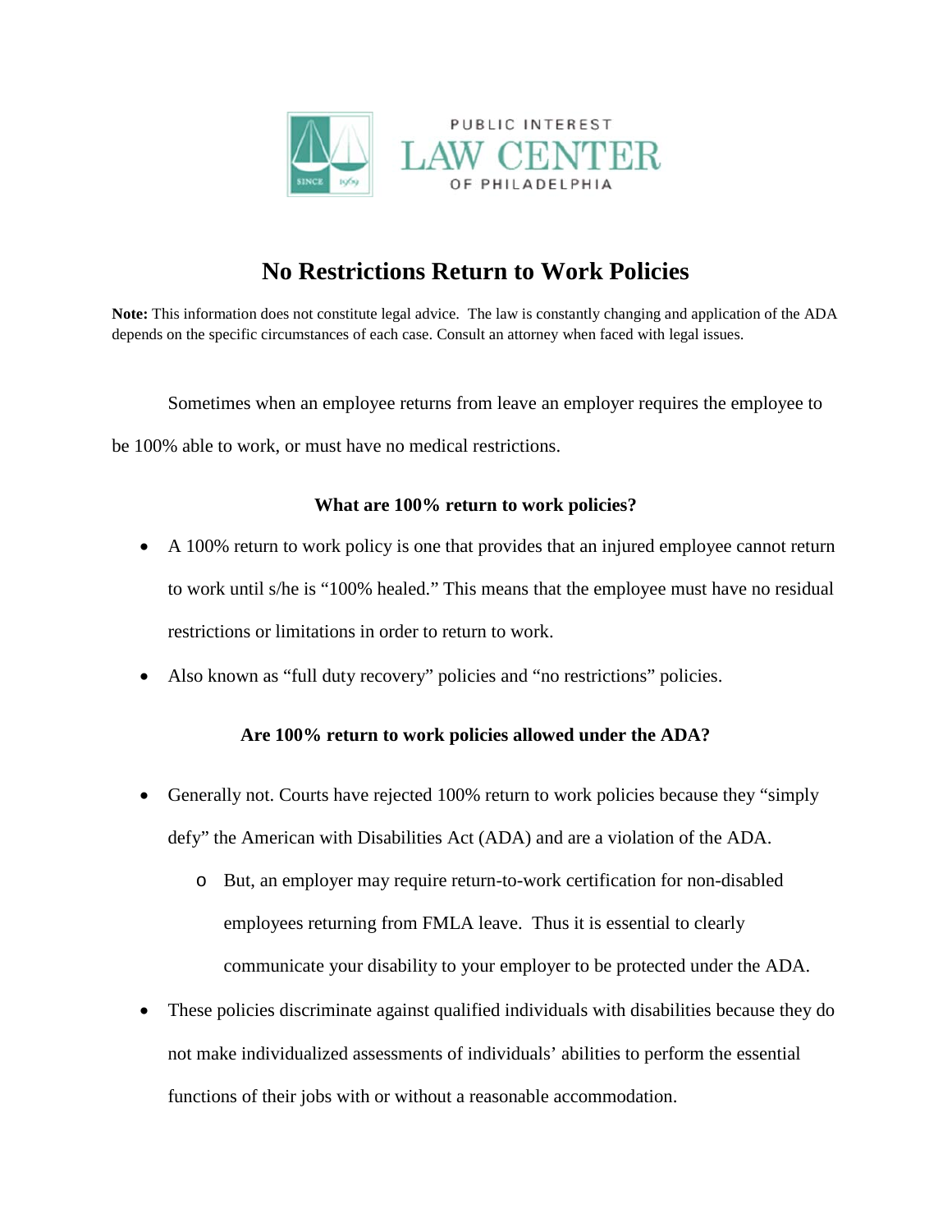PUBLIC INTEREST
LAW CENTER
OF PHILADELPHIA

# No Restrictions Return to Work Policies

**Note:** This information does not constitute legal advice. The law is constantly changing and application of the ADA depends on the specific circumstances of each case. Consult an attorney when faced with legal issues.

Sometimes when an employee returns from leave an employer requires the employee to be 100% able to work, or must have no medical restrictions.

### What are 100% return to work policies?

- A 100% return to work policy is one that provides that an injured employee cannot return to work until s/he is "100% healed." This means that the employee must have no residual restrictions or limitations in order to return to work.
- Also known as "full duty recovery" policies and "no restrictions" policies.

### Are 100% return to work policies allowed under the ADA?

- Generally not. Courts have rejected 100% return to work policies because they "simply defy" the American with Disabilities Act (ADA) and are a violation of the ADA.
  - But, an employer may require return-to-work certification for non-disabled employees returning from FMLA leave. Thus it is essential to clearly communicate your disability to your employer to be protected under the ADA.
- These policies discriminate against qualified individuals with disabilities because they do not make individualized assessments of individuals' abilities to perform the essential functions of their jobs with or without a reasonable accommodation.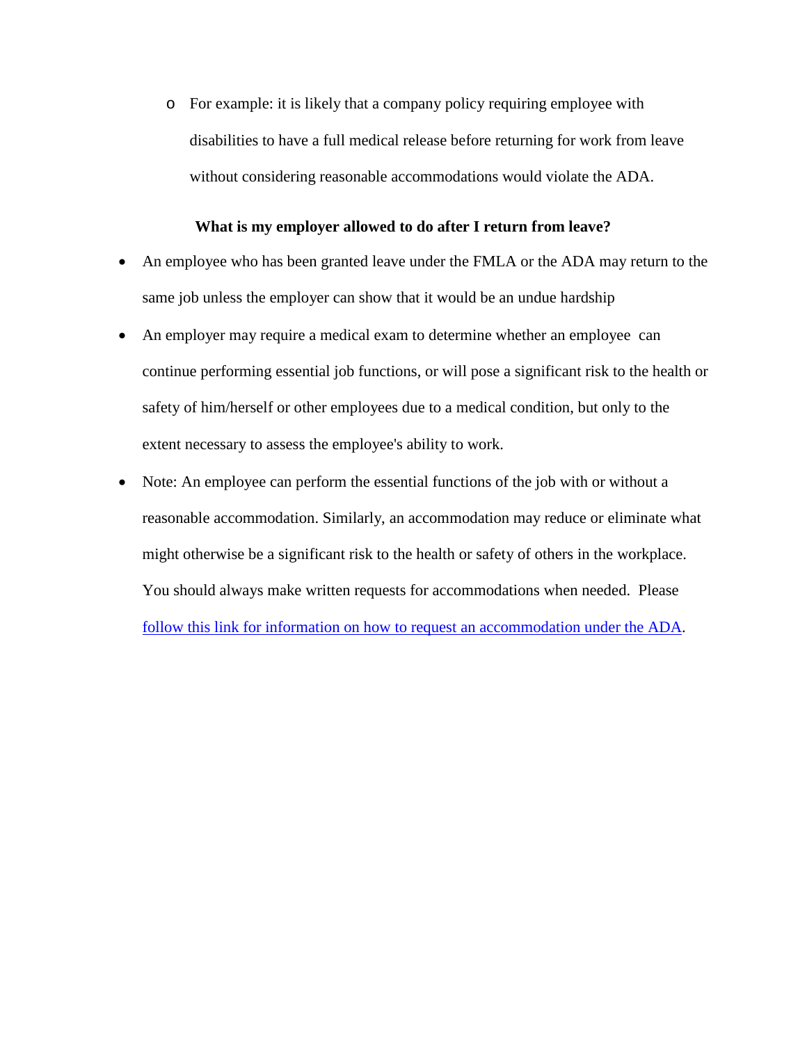- For example: it is likely that a company policy requiring employee with disabilities to have a full medical release before returning for work from leave without considering reasonable accommodations would violate the ADA.

**What is my employer allowed to do after I return from leave?**

- An employee who has been granted leave under the FMLA or the ADA may return to the same job unless the employer can show that it would be an undue hardship
- An employer may require a medical exam to determine whether an employee can continue performing essential job functions, or will pose a significant risk to the health or safety of him/herself or other employees due to a medical condition, but only to the extent necessary to assess the employee's ability to work.
- Note: An employee can perform the essential functions of the job with or without a reasonable accommodation. Similarly, an accommodation may reduce or eliminate what might otherwise be a significant risk to the health or safety of others in the workplace. You should always make written requests for accommodations when needed. Please [follow this link for information on how to request an accommodation under the ADA](#).